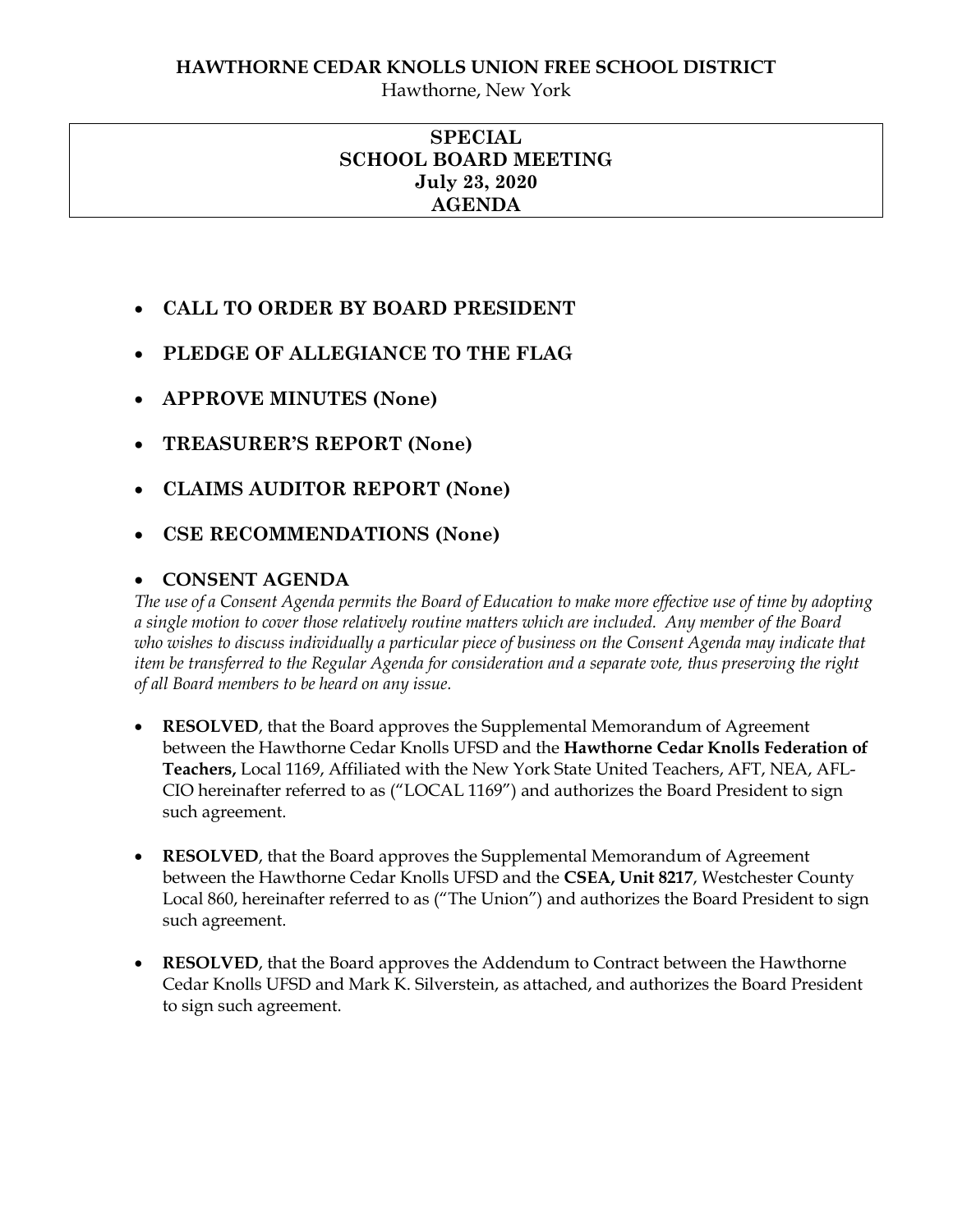**HAWTHORNE CEDAR KNOLLS UNION FREE SCHOOL DISTRICT**

Hawthorne, New York

# SPECIAL SCHOOL BOARD MEETING July 23, 2020 AGENDA

- **CALL TO ORDER BY BOARD PRESIDENT**
- **PLEDGE OF ALLEGIANCE TO THE FLAG**
- **APPROVE MINUTES (None)**
- **TREASURER'S REPORT (None)**
- **CLAIMS AUDITOR REPORT (None)**
- **CSE RECOMMENDATIONS (None)**
- **CONSENT AGENDA**

*The use of a Consent Agenda permits the Board of Education to make more effective use of time by adopting a single motion to cover those relatively routine matters which are included. Any member of the Board who wishes to discuss individually a particular piece of business on the Consent Agenda may indicate that item be transferred to the Regular Agenda for consideration and a separate vote, thus preserving the right of all Board members to be heard on any issue.*

- **RESOLVED**, that the Board approves the Supplemental Memorandum of Agreement between the Hawthorne Cedar Knolls UFSD and the **Hawthorne Cedar Knolls Federation of Teachers,** Local 1169, Affiliated with the New York State United Teachers, AFT, NEA, AFL-CIO hereinafter referred to as ("LOCAL 1169") and authorizes the Board President to sign such agreement.

- **RESOLVED**, that the Board approves the Supplemental Memorandum of Agreement between the Hawthorne Cedar Knolls UFSD and the **CSEA, Unit 8217**, Westchester County Local 860, hereinafter referred to as ("The Union") and authorizes the Board President to sign such agreement.

- **RESOLVED**, that the Board approves the Addendum to Contract between the Hawthorne Cedar Knolls UFSD and Mark K. Silverstein, as attached, and authorizes the Board President to sign such agreement.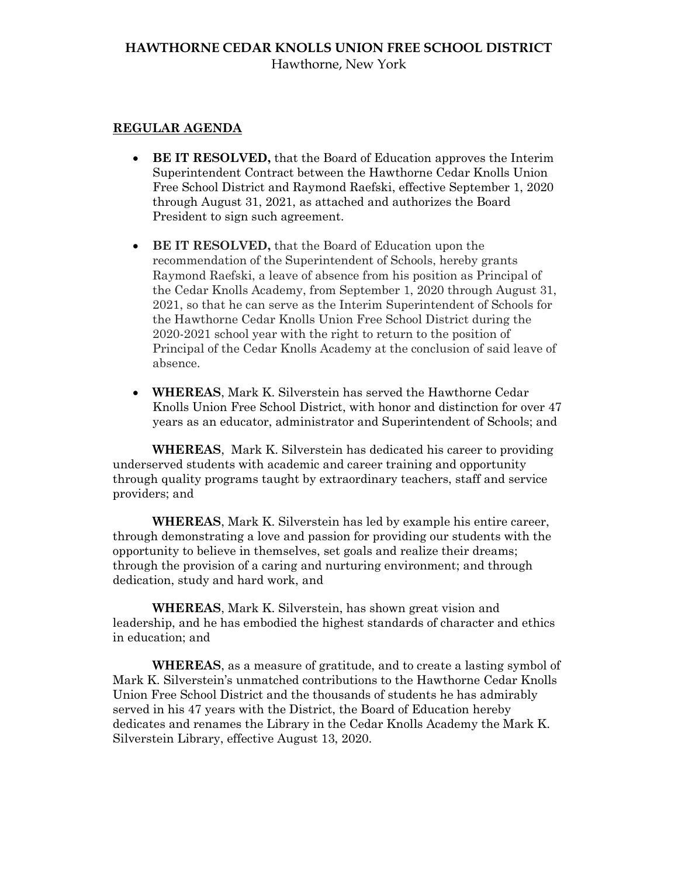**HAWTHORNE CEDAR KNOLLS UNION FREE SCHOOL DISTRICT**
Hawthorne, New York

## REGULAR AGENDA

- **BE IT RESOLVED,** that the Board of Education approves the Interim Superintendent Contract between the Hawthorne Cedar Knolls Union Free School District and Raymond Raefski, effective September 1, 2020 through August 31, 2021, as attached and authorizes the Board President to sign such agreement.

- **BE IT RESOLVED,** that the Board of Education upon the recommendation of the Superintendent of Schools, hereby grants Raymond Raefski, a leave of absence from his position as Principal of the Cedar Knolls Academy, from September 1, 2020 through August 31, 2021, so that he can serve as the Interim Superintendent of Schools for the Hawthorne Cedar Knolls Union Free School District during the 2020-2021 school year with the right to return to the position of Principal of the Cedar Knolls Academy at the conclusion of said leave of absence.

- **WHEREAS**, Mark K. Silverstein has served the Hawthorne Cedar Knolls Union Free School District, with honor and distinction for over 47 years as an educator, administrator and Superintendent of Schools; and

**WHEREAS**, Mark K. Silverstein has dedicated his career to providing underserved students with academic and career training and opportunity through quality programs taught by extraordinary teachers, staff and service providers; and

**WHEREAS**, Mark K. Silverstein has led by example his entire career, through demonstrating a love and passion for providing our students with the opportunity to believe in themselves, set goals and realize their dreams; through the provision of a caring and nurturing environment; and through dedication, study and hard work, and

**WHEREAS**, Mark K. Silverstein, has shown great vision and leadership, and he has embodied the highest standards of character and ethics in education; and

**WHEREAS**, as a measure of gratitude, and to create a lasting symbol of Mark K. Silverstein's unmatched contributions to the Hawthorne Cedar Knolls Union Free School District and the thousands of students he has admirably served in his 47 years with the District, the Board of Education hereby dedicates and renames the Library in the Cedar Knolls Academy the Mark K. Silverstein Library, effective August 13, 2020.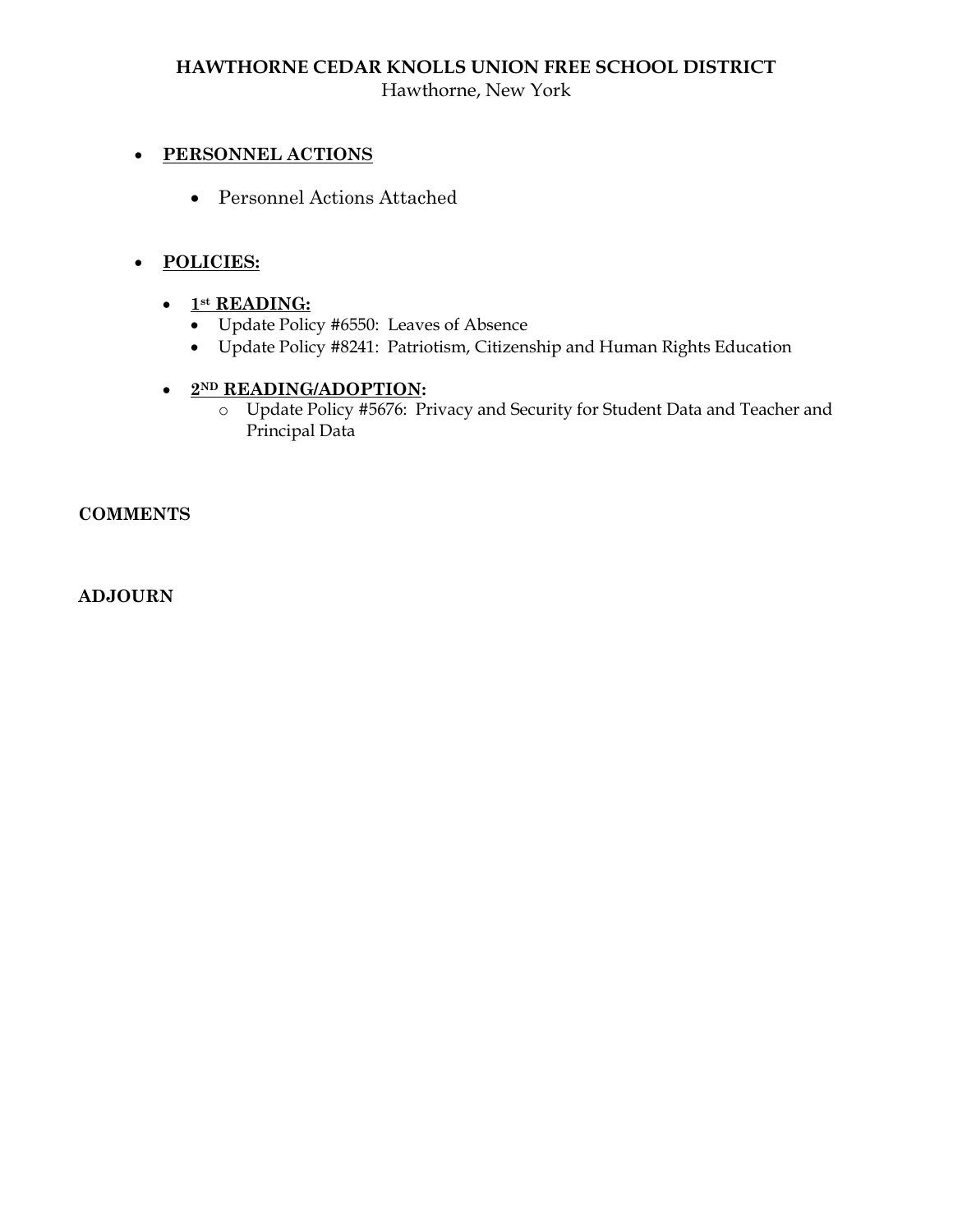**HAWTHORNE CEDAR KNOLLS UNION FREE SCHOOL DISTRICT**
Hawthorne, New York

- **PERSONNEL ACTIONS**
  - Personnel Actions Attached

- **POLICIES:**
  - **1st READING:**
    - Update Policy #6550: Leaves of Absence
    - Update Policy #8241: Patriotism, Citizenship and Human Rights Education
  - **2ND READING/ADOPTION:**
    - Update Policy #5676: Privacy and Security for Student Data and Teacher and Principal Data

**COMMENTS**

**ADJOURN**